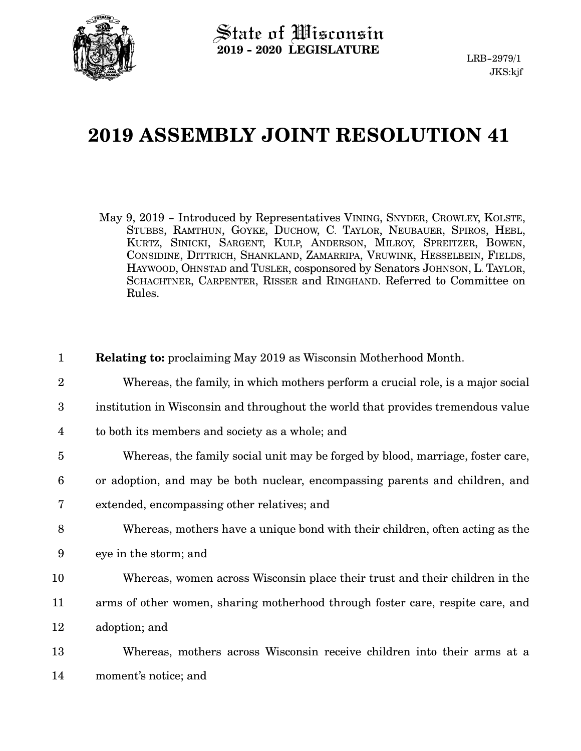State of Wisconsin
**2019 - 2020 LEGISLATURE**

LRB-2979/1
JKS:kjf

# 2019 ASSEMBLY JOINT RESOLUTION 41

May 9, 2019 - Introduced by Representatives VINING, SNYDER, CROWLEY, KOLSTE, STUBBS, RAMTHUN, GOYKE, DUCHOW, C. TAYLOR, NEUBAUER, SPIROS, HEBL, KURTZ, SINICKI, SARGENT, KULP, ANDERSON, MILROY, SPREITZER, BOWEN, CONSIDINE, DITTRICH, SHANKLAND, ZAMARRIPA, VRUWINK, HESSELBEIN, FIELDS, HAYWOOD, OHNSTAD and TUSLER, cosponsored by Senators JOHNSON, L. TAYLOR, SCHACHTNER, CARPENTER, RISSER and RINGHAND. Referred to Committee on Rules.

1 **Relating to:** proclaiming May 2019 as Wisconsin Motherhood Month.

2 Whereas, the family, in which mothers perform a crucial role, is a major social
3 institution in Wisconsin and throughout the world that provides tremendous value
4 to both its members and society as a whole; and

5 Whereas, the family social unit may be forged by blood, marriage, foster care,
6 or adoption, and may be both nuclear, encompassing parents and children, and
7 extended, encompassing other relatives; and

8 Whereas, mothers have a unique bond with their children, often acting as the
9 eye in the storm; and

10 Whereas, women across Wisconsin place their trust and their children in the
11 arms of other women, sharing motherhood through foster care, respite care, and
12 adoption; and

13 Whereas, mothers across Wisconsin receive children into their arms at a
14 moment's notice; and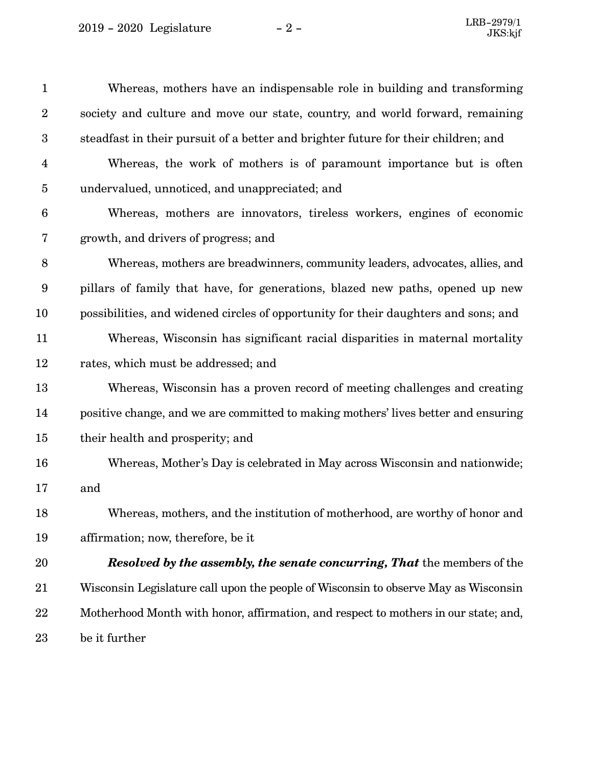Whereas, mothers have an indispensable role in building and transforming society and culture and move our state, country, and world forward, remaining steadfast in their pursuit of a better and brighter future for their children; and

Whereas, the work of mothers is of paramount importance but is often undervalued, unnoticed, and unappreciated; and

Whereas, mothers are innovators, tireless workers, engines of economic growth, and drivers of progress; and

Whereas, mothers are breadwinners, community leaders, advocates, allies, and pillars of family that have, for generations, blazed new paths, opened up new possibilities, and widened circles of opportunity for their daughters and sons; and

Whereas, Wisconsin has significant racial disparities in maternal mortality rates, which must be addressed; and

Whereas, Wisconsin has a proven record of meeting challenges and creating positive change, and we are committed to making mothers' lives better and ensuring their health and prosperity; and

Whereas, Mother's Day is celebrated in May across Wisconsin and nationwide; and

Whereas, mothers, and the institution of motherhood, are worthy of honor and affirmation; now, therefore, be it

***Resolved by the assembly, the senate concurring, That*** the members of the Wisconsin Legislature call upon the people of Wisconsin to observe May as Wisconsin Motherhood Month with honor, affirmation, and respect to mothers in our state; and, be it further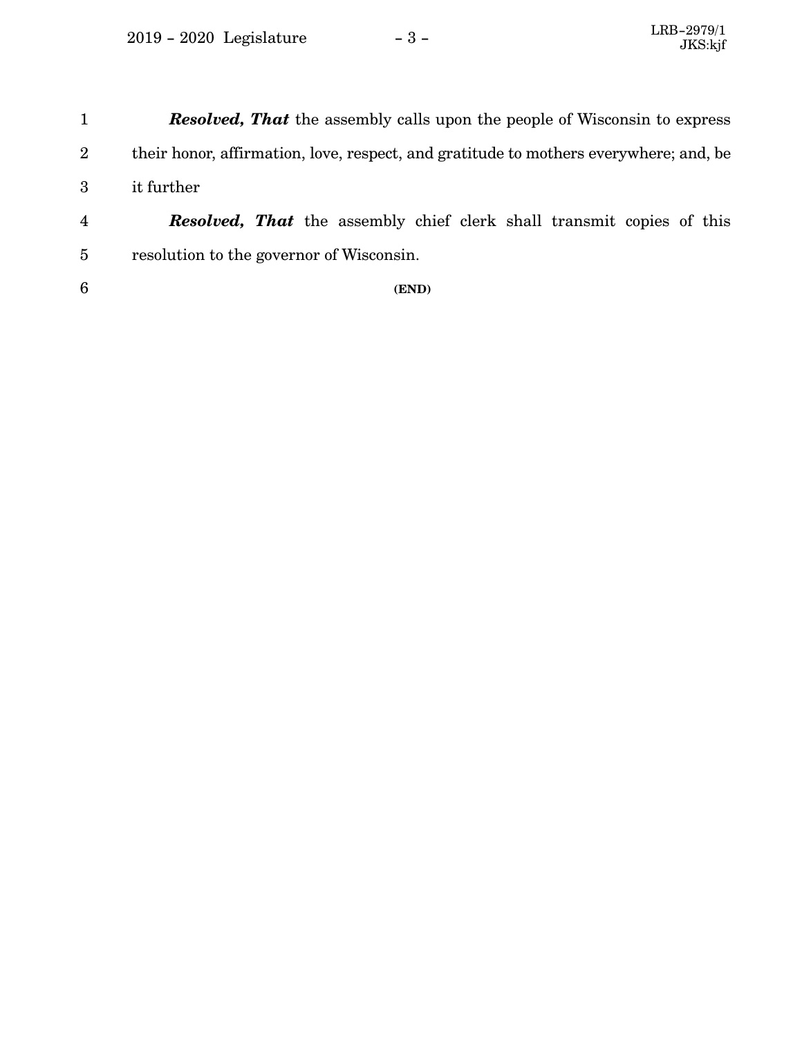***Resolved, That*** the assembly calls upon the people of Wisconsin to express their honor, affirmation, love, respect, and gratitude to mothers everywhere; and, be it further

***Resolved, That*** the assembly chief clerk shall transmit copies of this resolution to the governor of Wisconsin.

**(END)**